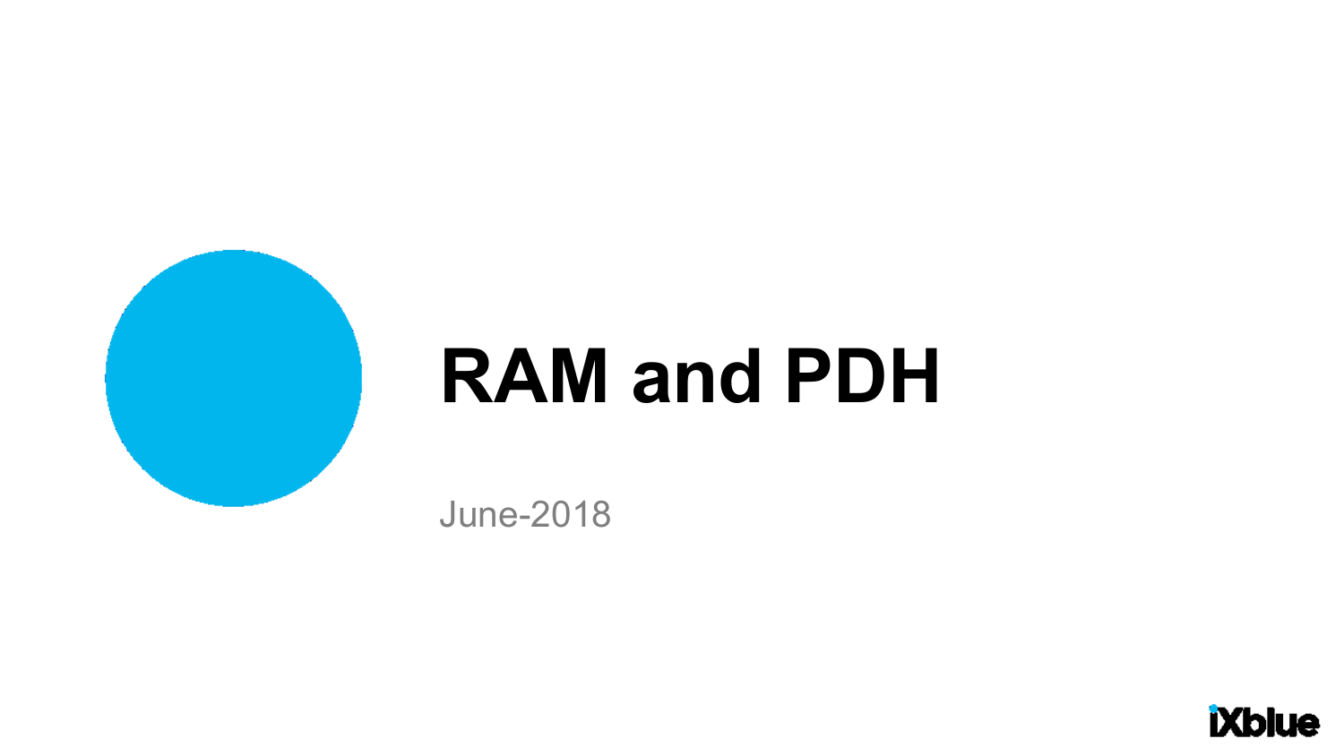# RAM and PDH

June-2018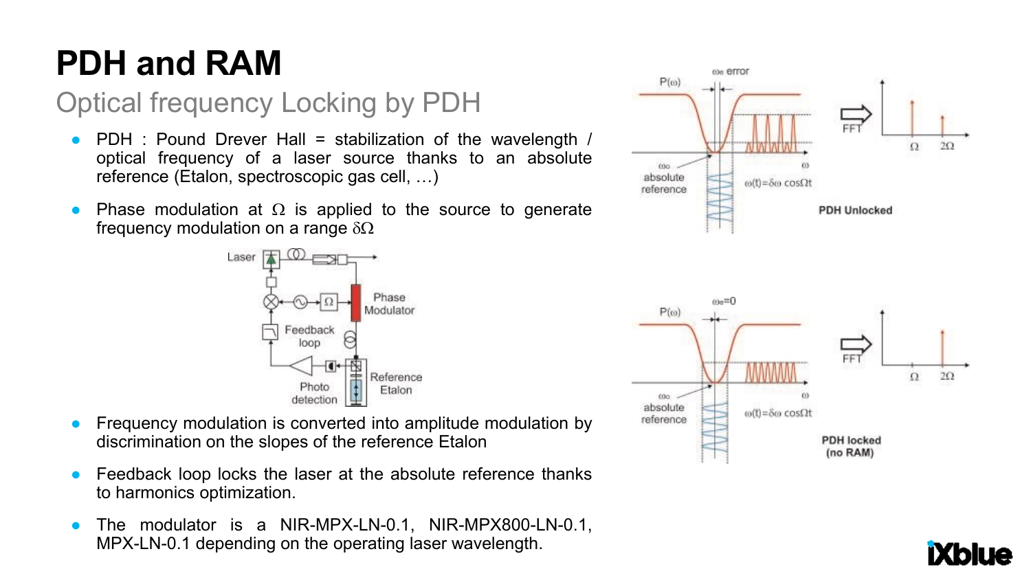# PDH and RAM

## Optical frequency Locking by PDH

- PDH : Pound Drever Hall = stabilization of the wavelength / optical frequency of a laser source thanks to an absolute reference (Etalon, spectroscopic gas cell, …)
- Phase modulation at $\Omega$ is applied to the source to generate frequency modulation on a range $\delta\Omega$
- Frequency modulation is converted into amplitude modulation by discrimination on the slopes of the reference Etalon
- Feedback loop locks the laser at the absolute reference thanks to harmonics optimization.
- The modulator is a NIR-MPX-LN-0.1, NIR-MPX800-LN-0.1, MPX-LN-0.1 depending on the operating laser wavelength.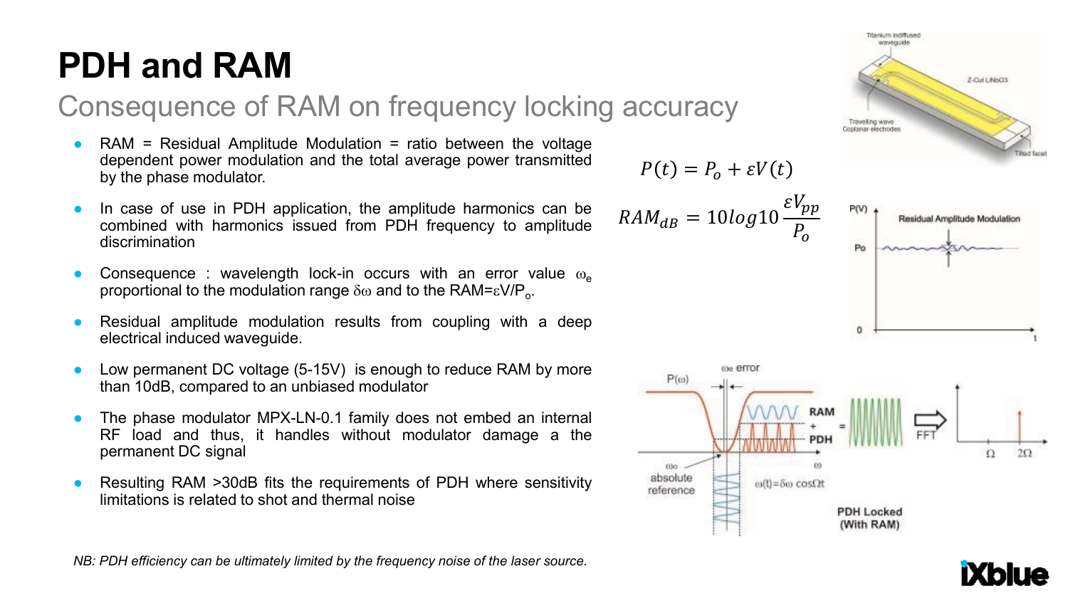# PDH and RAM

## Consequence of RAM on frequency locking accuracy

- RAM = Residual Amplitude Modulation = ratio between the voltage dependent power modulation and the total average power transmitted by the phase modulator.
- In case of use in PDH application, the amplitude harmonics can be combined with harmonics issued from PDH frequency to amplitude discrimination
- Consequence : wavelength lock-in occurs with an error value $\omega_e$ proportional to the modulation range $\delta\omega$ and to the RAM=$\varepsilon V/P_o$.
- Residual amplitude modulation results from coupling with a deep electrical induced waveguide.
- Low permanent DC voltage (5-15V) is enough to reduce RAM by more than 10dB, compared to an unbiased modulator
- The phase modulator MPX-LN-0.1 family does not embed an internal RF load and thus, it handles without modulator damage a the permanent DC signal
- Resulting RAM >30dB fits the requirements of PDH where sensitivity limitations is related to shot and thermal noise

$$P(t) = P_o + \varepsilon V(t)$$

$$RAM_{dB} = 10log10\frac{\varepsilon V_{pp}}{P_o}$$

*NB: PDH efficiency can be ultimately limited by the frequency noise of the laser source.*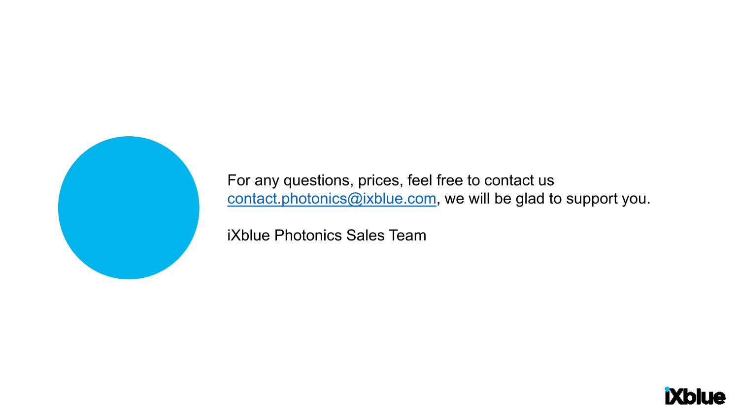For any questions, prices, feel free to contact us contact.photonics@ixblue.com, we will be glad to support you.

iXblue Photonics Sales Team